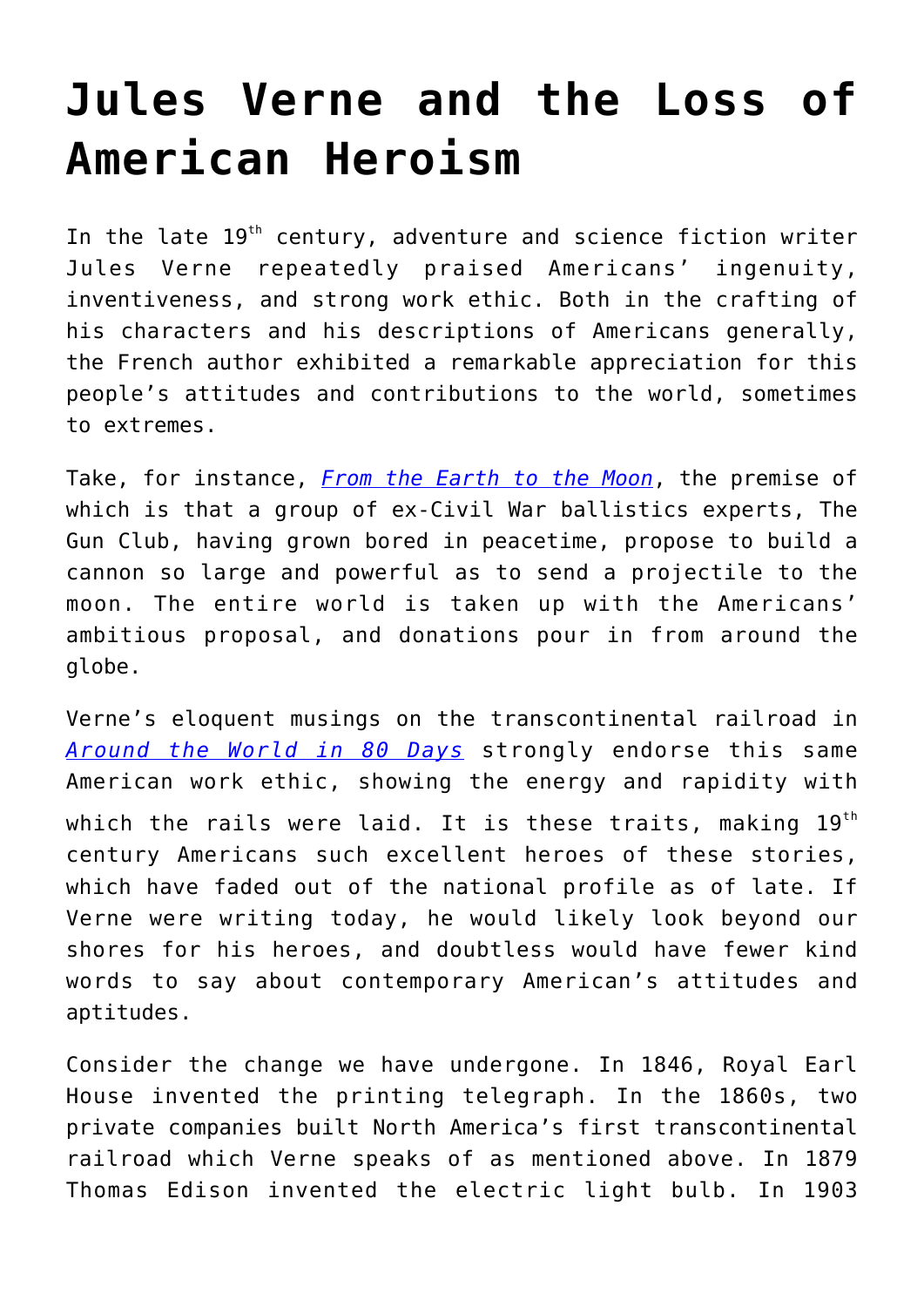# Jules Verne and the Loss of American Heroism

In the late 19th century, adventure and science fiction writer Jules Verne repeatedly praised Americans' ingenuity, inventiveness, and strong work ethic. Both in the crafting of his characters and his descriptions of Americans generally, the French author exhibited a remarkable appreciation for this people's attitudes and contributions to the world, sometimes to extremes.

Take, for instance, *From the Earth to the Moon*, the premise of which is that a group of ex-Civil War ballistics experts, The Gun Club, having grown bored in peacetime, propose to build a cannon so large and powerful as to send a projectile to the moon. The entire world is taken up with the Americans' ambitious proposal, and donations pour in from around the globe.

Verne's eloquent musings on the transcontinental railroad in *Around the World in 80 Days* strongly endorse this same American work ethic, showing the energy and rapidity with which the rails were laid. It is these traits, making 19th century Americans such excellent heroes of these stories, which have faded out of the national profile as of late. If Verne were writing today, he would likely look beyond our shores for his heroes, and doubtless would have fewer kind words to say about contemporary American's attitudes and aptitudes.

Consider the change we have undergone. In 1846, Royal Earl House invented the printing telegraph. In the 1860s, two private companies built North America's first transcontinental railroad which Verne speaks of as mentioned above. In 1879 Thomas Edison invented the electric light bulb. In 1903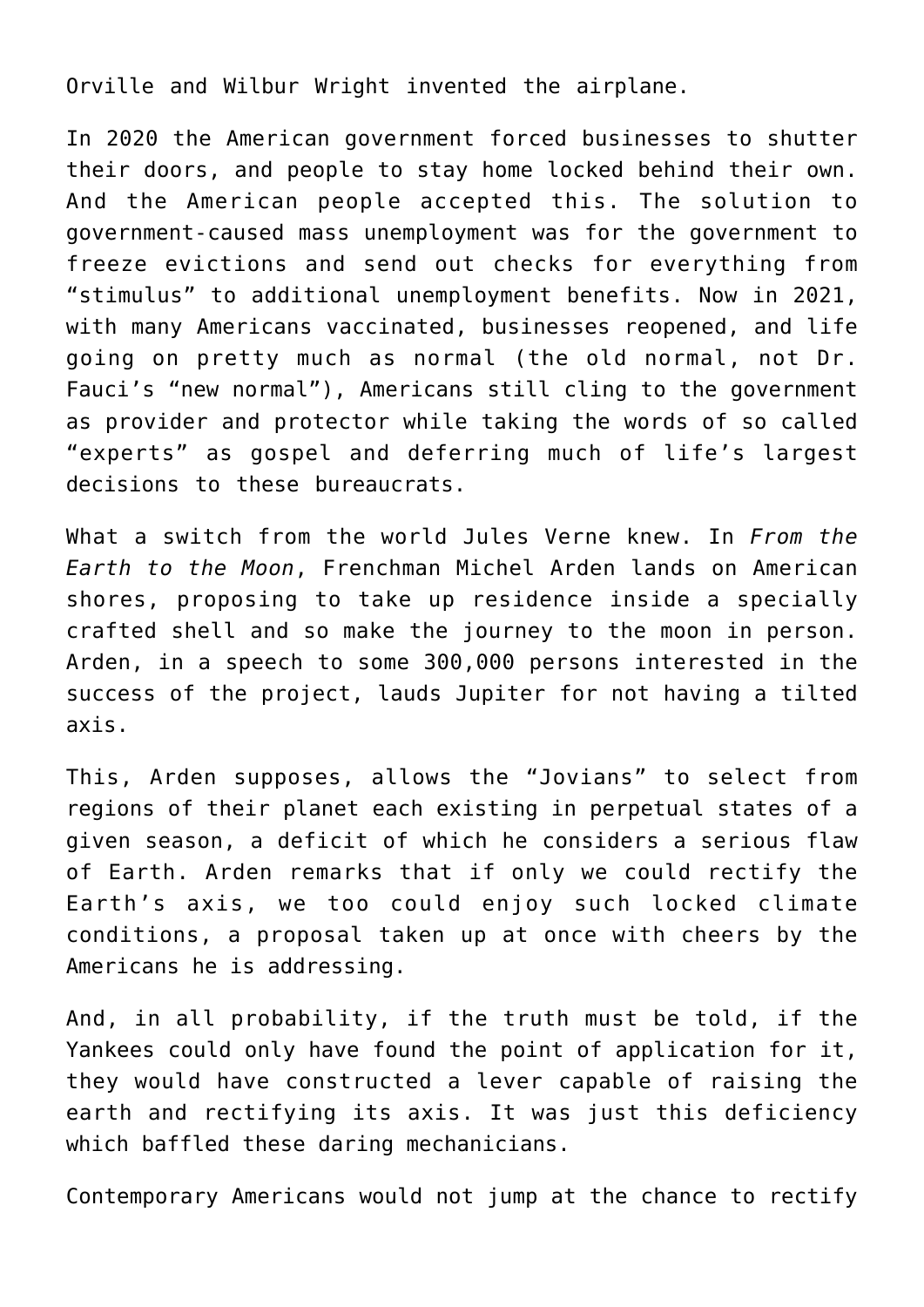Orville and Wilbur Wright invented the airplane.

In 2020 the American government forced businesses to shutter their doors, and people to stay home locked behind their own. And the American people accepted this. The solution to government-caused mass unemployment was for the government to freeze evictions and send out checks for everything from “stimulus” to additional unemployment benefits. Now in 2021, with many Americans vaccinated, businesses reopened, and life going on pretty much as normal (the old normal, not Dr. Fauci’s “new normal”), Americans still cling to the government as provider and protector while taking the words of so called “experts” as gospel and deferring much of life’s largest decisions to these bureaucrats.

What a switch from the world Jules Verne knew. In *From the Earth to the Moon*, Frenchman Michel Arden lands on American shores, proposing to take up residence inside a specially crafted shell and so make the journey to the moon in person. Arden, in a speech to some 300,000 persons interested in the success of the project, lauds Jupiter for not having a tilted axis.

This, Arden supposes, allows the “Jovians” to select from regions of their planet each existing in perpetual states of a given season, a deficit of which he considers a serious flaw of Earth. Arden remarks that if only we could rectify the Earth’s axis, we too could enjoy such locked climate conditions, a proposal taken up at once with cheers by the Americans he is addressing.

And, in all probability, if the truth must be told, if the Yankees could only have found the point of application for it, they would have constructed a lever capable of raising the earth and rectifying its axis. It was just this deficiency which baffled these daring mechanicians.

Contemporary Americans would not jump at the chance to rectify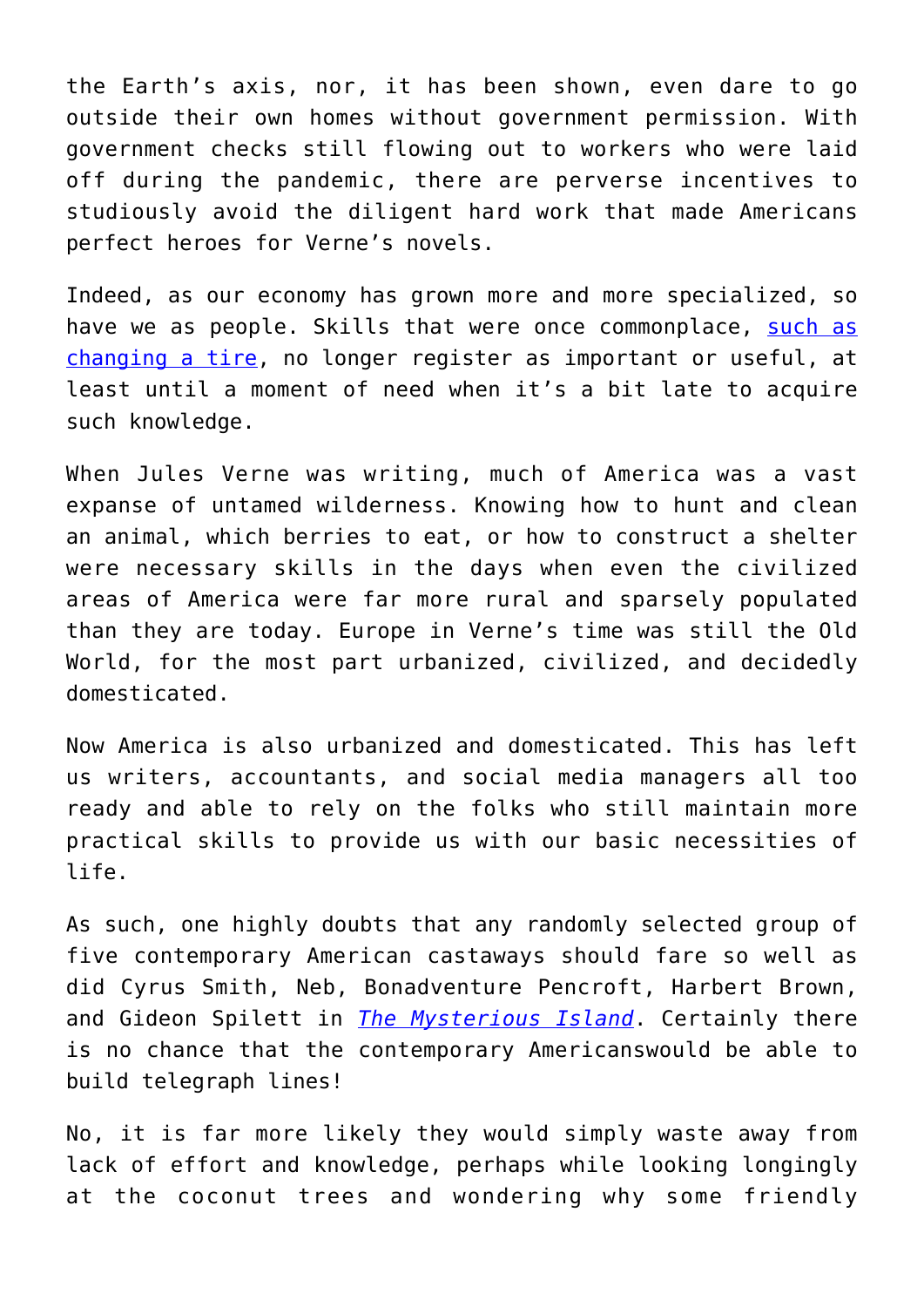the Earth's axis, nor, it has been shown, even dare to go outside their own homes without government permission. With government checks still flowing out to workers who were laid off during the pandemic, there are perverse incentives to studiously avoid the diligent hard work that made Americans perfect heroes for Verne's novels.

Indeed, as our economy has grown more and more specialized, so have we as people. Skills that were once commonplace, [such as changing a tire](), no longer register as important or useful, at least until a moment of need when it's a bit late to acquire such knowledge.

When Jules Verne was writing, much of America was a vast expanse of untamed wilderness. Knowing how to hunt and clean an animal, which berries to eat, or how to construct a shelter were necessary skills in the days when even the civilized areas of America were far more rural and sparsely populated than they are today. Europe in Verne's time was still the Old World, for the most part urbanized, civilized, and decidedly domesticated.

Now America is also urbanized and domesticated. This has left us writers, accountants, and social media managers all too ready and able to rely on the folks who still maintain more practical skills to provide us with our basic necessities of life.

As such, one highly doubts that any randomly selected group of five contemporary American castaways should fare so well as did Cyrus Smith, Neb, Bonadventure Pencroft, Harbert Brown, and Gideon Spilett in [*The Mysterious Island*](). Certainly there is no chance that the contemporary Americanswould be able to build telegraph lines!

No, it is far more likely they would simply waste away from lack of effort and knowledge, perhaps while looking longingly at the coconut trees and wondering why some friendly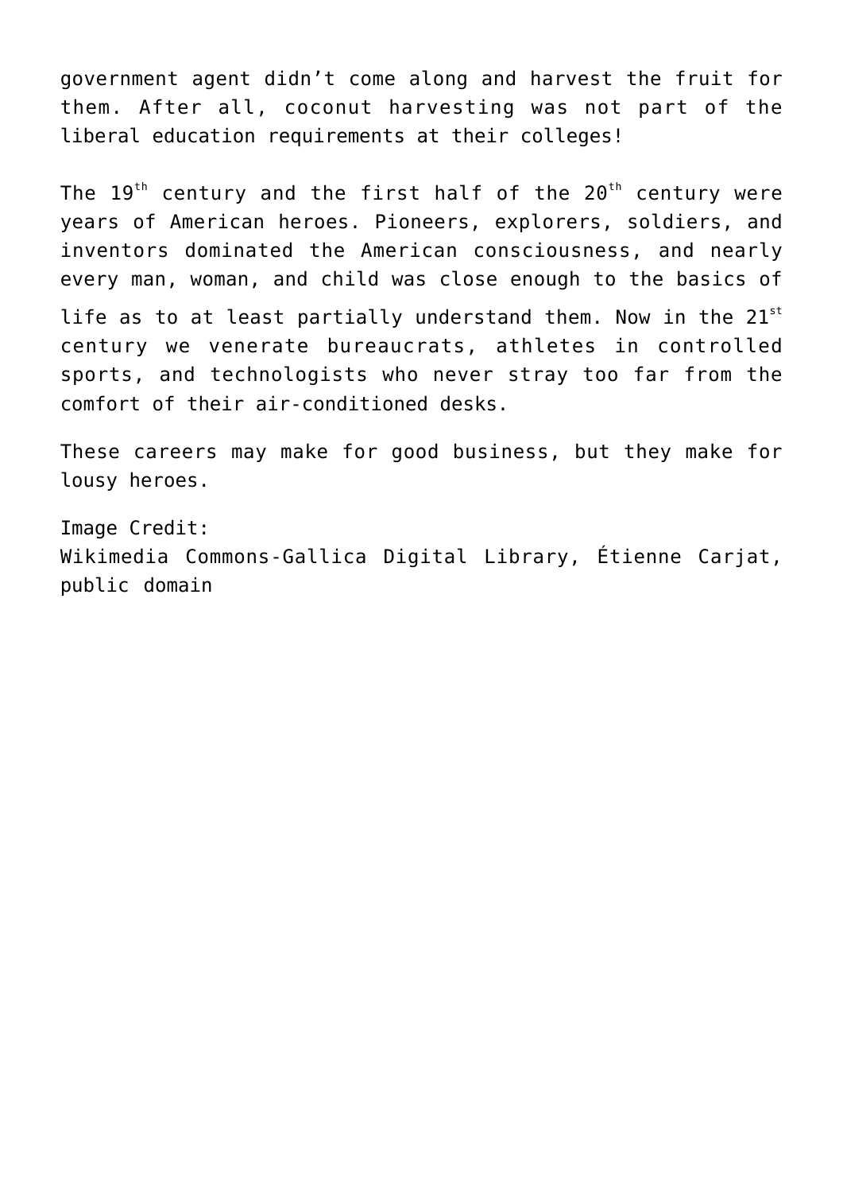government agent didn't come along and harvest the fruit for them. After all, coconut harvesting was not part of the liberal education requirements at their colleges!

The 19th century and the first half of the 20th century were years of American heroes. Pioneers, explorers, soldiers, and inventors dominated the American consciousness, and nearly every man, woman, and child was close enough to the basics of life as to at least partially understand them. Now in the 21st century we venerate bureaucrats, athletes in controlled sports, and technologists who never stray too far from the comfort of their air-conditioned desks.

These careers may make for good business, but they make for lousy heroes.

Image Credit:
Wikimedia Commons-Gallica Digital Library, Étienne Carjat, public domain